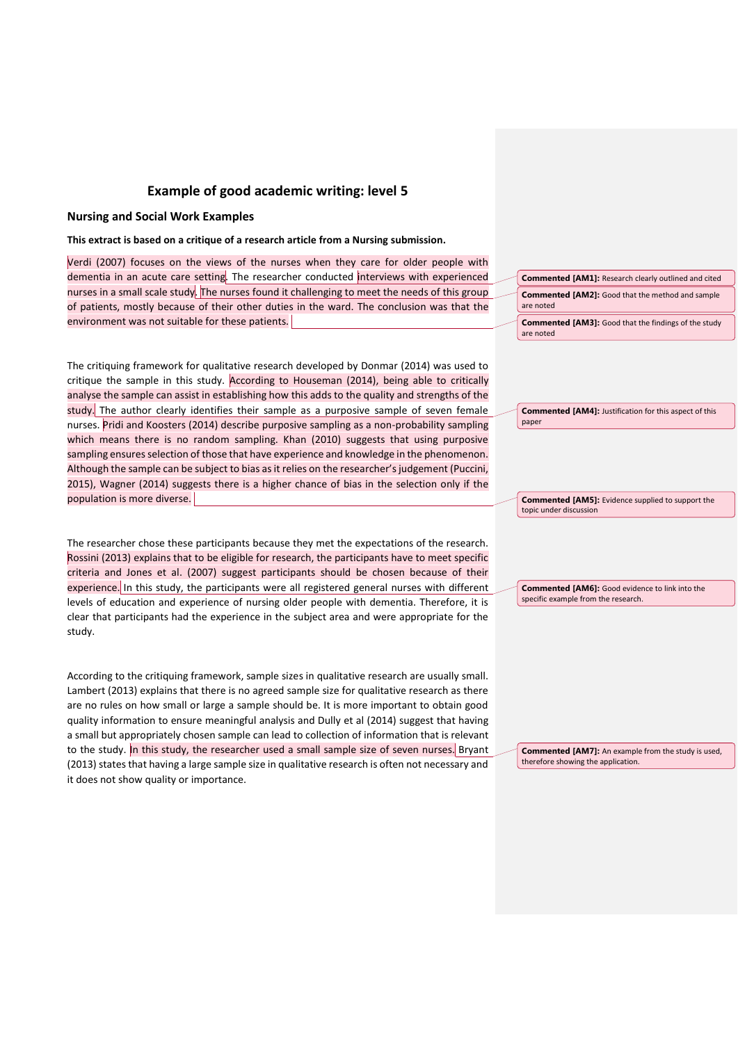## Example of good academic writing: level 5

### Nursing and Social Work Examples

**This extract is based on a critique of a research article from a Nursing submission.**

Verdi (2007) focuses on the views of the nurses when they care for older people with dementia in an acute care setting. The researcher conducted interviews with experienced nurses in a small scale study. The nurses found it challenging to meet the needs of this group of patients, mostly because of their other duties in the ward. The conclusion was that the environment was not suitable for these patients.

> **Commented [AM1]:** Research clearly outlined and cited

> **Commented [AM2]:** Good that the method and sample are noted

> **Commented [AM3]:** Good that the findings of the study are noted

The critiquing framework for qualitative research developed by Donmar (2014) was used to critique the sample in this study. According to Houseman (2014), being able to critically analyse the sample can assist in establishing how this adds to the quality and strengths of the study. The author clearly identifies their sample as a purposive sample of seven female nurses. Pridi and Koosters (2014) describe purposive sampling as a non-probability sampling which means there is no random sampling. Khan (2010) suggests that using purposive sampling ensures selection of those that have experience and knowledge in the phenomenon. Although the sample can be subject to bias as it relies on the researcher's judgement (Puccini, 2015), Wagner (2014) suggests there is a higher chance of bias in the selection only if the population is more diverse.

> **Commented [AM4]:** Justification for this aspect of this paper

> **Commented [AM5]:** Evidence supplied to support the topic under discussion

The researcher chose these participants because they met the expectations of the research. Rossini (2013) explains that to be eligible for research, the participants have to meet specific criteria and Jones et al. (2007) suggest participants should be chosen because of their experience. In this study, the participants were all registered general nurses with different levels of education and experience of nursing older people with dementia. Therefore, it is clear that participants had the experience in the subject area and were appropriate for the study.

> **Commented [AM6]:** Good evidence to link into the specific example from the research.

According to the critiquing framework, sample sizes in qualitative research are usually small. Lambert (2013) explains that there is no agreed sample size for qualitative research as there are no rules on how small or large a sample should be. It is more important to obtain good quality information to ensure meaningful analysis and Dully et al (2014) suggest that having a small but appropriately chosen sample can lead to collection of information that is relevant to the study. In this study, the researcher used a small sample size of seven nurses. Bryant (2013) states that having a large sample size in qualitative research is often not necessary and it does not show quality or importance.

> **Commented [AM7]:** An example from the study is used, therefore showing the application.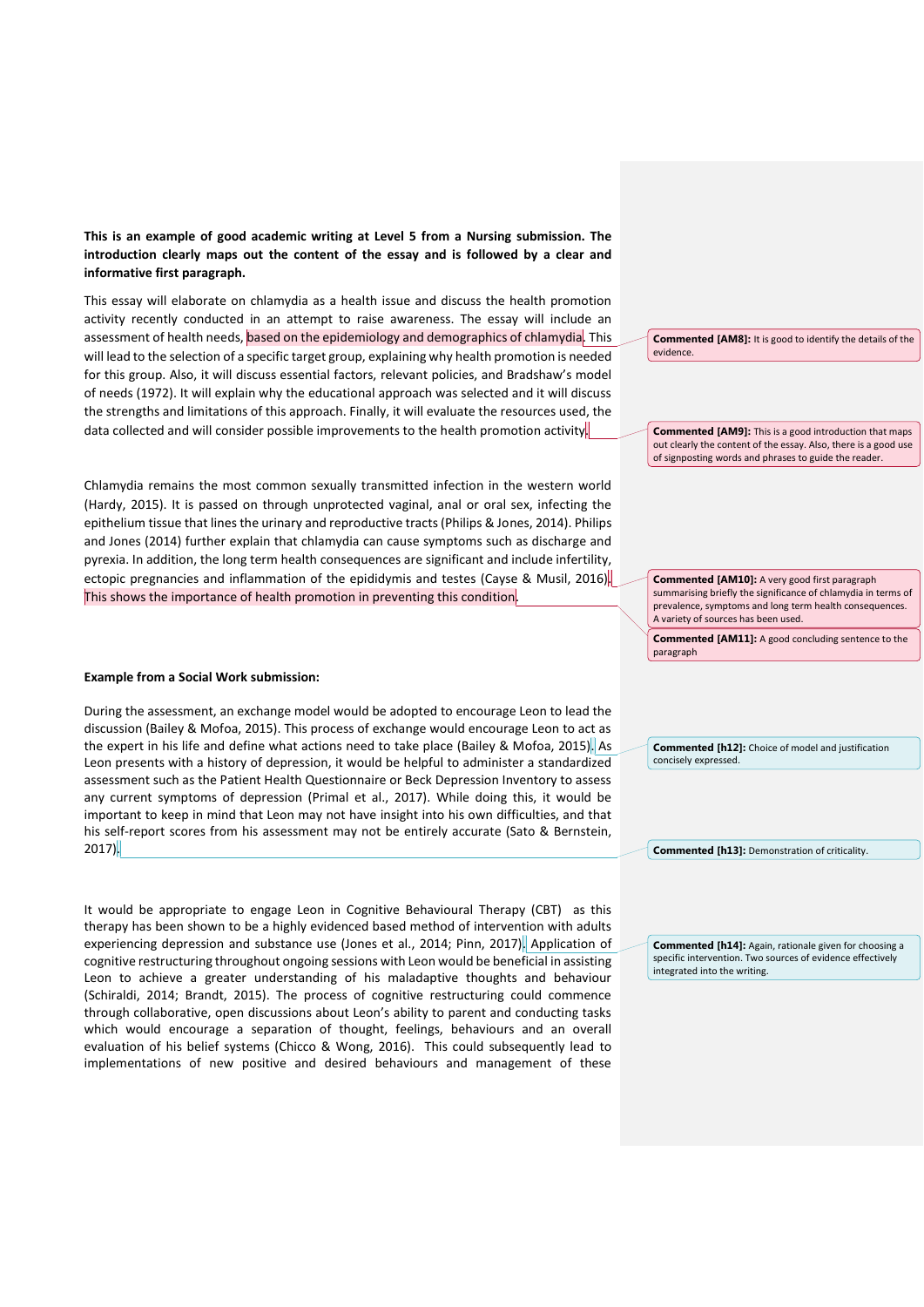**This is an example of good academic writing at Level 5 from a Nursing submission. The introduction clearly maps out the content of the essay and is followed by a clear and informative first paragraph.**

This essay will elaborate on chlamydia as a health issue and discuss the health promotion activity recently conducted in an attempt to raise awareness. The essay will include an assessment of health needs, based on the epidemiology and demographics of chlamydia. This will lead to the selection of a specific target group, explaining why health promotion is needed for this group. Also, it will discuss essential factors, relevant policies, and Bradshaw's model of needs (1972). It will explain why the educational approach was selected and it will discuss the strengths and limitations of this approach. Finally, it will evaluate the resources used, the data collected and will consider possible improvements to the health promotion activity.

> **Commented [AM8]:** It is good to identify the details of the evidence.

> **Commented [AM9]:** This is a good introduction that maps out clearly the content of the essay. Also, there is a good use of signposting words and phrases to guide the reader.

Chlamydia remains the most common sexually transmitted infection in the western world (Hardy, 2015). It is passed on through unprotected vaginal, anal or oral sex, infecting the epithelium tissue that lines the urinary and reproductive tracts (Philips & Jones, 2014). Philips and Jones (2014) further explain that chlamydia can cause symptoms such as discharge and pyrexia. In addition, the long term health consequences are significant and include infertility, ectopic pregnancies and inflammation of the epididymis and testes (Cayse & Musil, 2016). This shows the importance of health promotion in preventing this condition.

> **Commented [AM10]:** A very good first paragraph summarising briefly the significance of chlamydia in terms of prevalence, symptoms and long term health consequences. A variety of sources has been used.

> **Commented [AM11]:** A good concluding sentence to the paragraph

**Example from a Social Work submission:**

During the assessment, an exchange model would be adopted to encourage Leon to lead the discussion (Bailey & Mofoa, 2015). This process of exchange would encourage Leon to act as the expert in his life and define what actions need to take place (Bailey & Mofoa, 2015). As Leon presents with a history of depression, it would be helpful to administer a standardized assessment such as the Patient Health Questionnaire or Beck Depression Inventory to assess any current symptoms of depression (Primal et al., 2017). While doing this, it would be important to keep in mind that Leon may not have insight into his own difficulties, and that his self-report scores from his assessment may not be entirely accurate (Sato & Bernstein, 2017).

> **Commented [h12]:** Choice of model and justification concisely expressed.

> **Commented [h13]:** Demonstration of criticality.

It would be appropriate to engage Leon in Cognitive Behavioural Therapy (CBT) as this therapy has been shown to be a highly evidenced based method of intervention with adults experiencing depression and substance use (Jones et al., 2014; Pinn, 2017). Application of cognitive restructuring throughout ongoing sessions with Leon would be beneficial in assisting Leon to achieve a greater understanding of his maladaptive thoughts and behaviour (Schiraldi, 2014; Brandt, 2015). The process of cognitive restructuring could commence through collaborative, open discussions about Leon's ability to parent and conducting tasks which would encourage a separation of thought, feelings, behaviours and an overall evaluation of his belief systems (Chicco & Wong, 2016). This could subsequently lead to implementations of new positive and desired behaviours and management of these

> **Commented [h14]:** Again, rationale given for choosing a specific intervention. Two sources of evidence effectively integrated into the writing.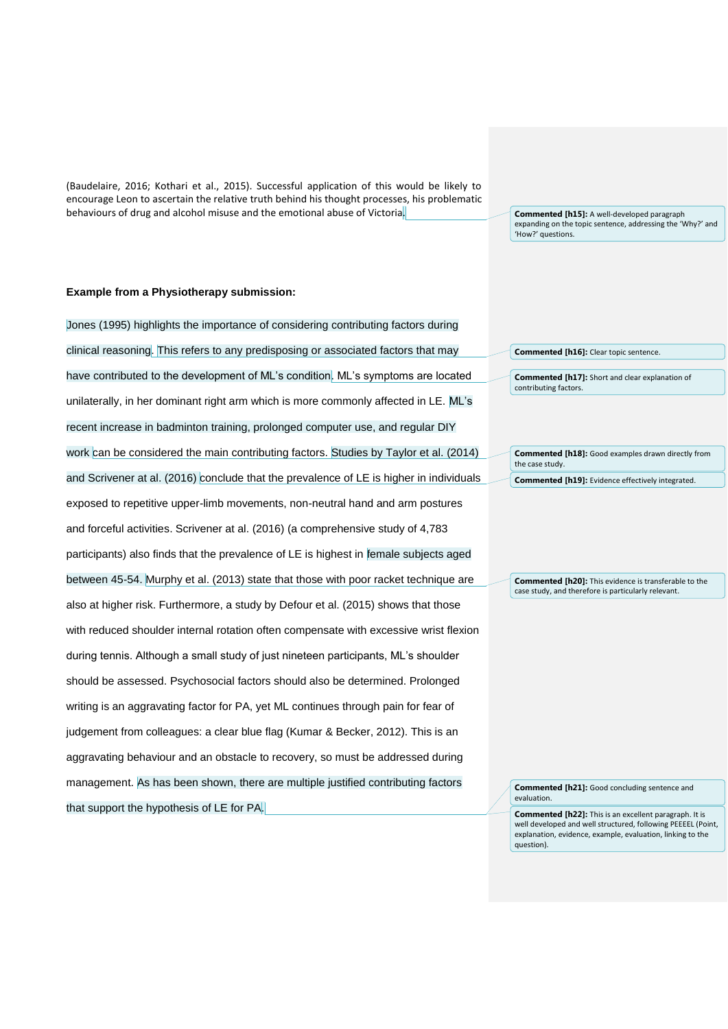(Baudelaire, 2016; Kothari et al., 2015). Successful application of this would be likely to encourage Leon to ascertain the relative truth behind his thought processes, his problematic behaviours of drug and alcohol misuse and the emotional abuse of Victoria.

> **Commented [h15]:** A well-developed paragraph expanding on the topic sentence, addressing the 'Why?' and 'How?' questions.

**Example from a Physiotherapy submission:**

Jones (1995) highlights the importance of considering contributing factors during clinical reasoning. This refers to any predisposing or associated factors that may have contributed to the development of ML's condition. ML's symptoms are located unilaterally, in her dominant right arm which is more commonly affected in LE. ML's recent increase in badminton training, prolonged computer use, and regular DIY work can be considered the main contributing factors. Studies by Taylor et al. (2014) and Scrivener at al. (2016) conclude that the prevalence of LE is higher in individuals exposed to repetitive upper-limb movements, non-neutral hand and arm postures and forceful activities. Scrivener at al. (2016) (a comprehensive study of 4,783 participants) also finds that the prevalence of LE is highest in female subjects aged between 45-54. Murphy et al. (2013) state that those with poor racket technique are also at higher risk. Furthermore, a study by Defour et al. (2015) shows that those with reduced shoulder internal rotation often compensate with excessive wrist flexion during tennis. Although a small study of just nineteen participants, ML's shoulder should be assessed. Psychosocial factors should also be determined. Prolonged writing is an aggravating factor for PA, yet ML continues through pain for fear of judgement from colleagues: a clear blue flag (Kumar & Becker, 2012). This is an aggravating behaviour and an obstacle to recovery, so must be addressed during management. As has been shown, there are multiple justified contributing factors that support the hypothesis of LE for PA.

> **Commented [h16]:** Clear topic sentence.

> **Commented [h17]:** Short and clear explanation of contributing factors.

> **Commented [h18]:** Good examples drawn directly from the case study.

> **Commented [h19]:** Evidence effectively integrated.

> **Commented [h20]:** This evidence is transferable to the case study, and therefore is particularly relevant.

> **Commented [h21]:** Good concluding sentence and evaluation.

> **Commented [h22]:** This is an excellent paragraph. It is well developed and well structured, following PEEEEL (Point, explanation, evidence, example, evaluation, linking to the question).